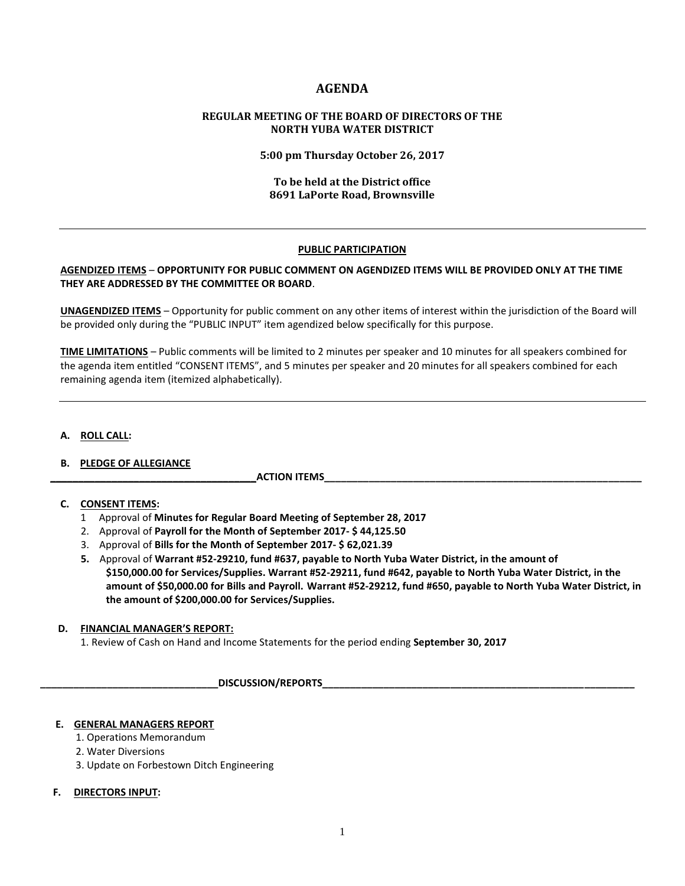# AGENDA

**REGULAR MEETING OF THE BOARD OF DIRECTORS OF THE NORTH YUBA WATER DISTRICT**

**5:00 pm Thursday October 26, 2017**

**To be held at the District office**
**8691 LaPorte Road, Brownsville**

---

## PUBLIC PARTICIPATION

**AGENDIZED ITEMS** – **OPPORTUNITY FOR PUBLIC COMMENT ON AGENDIZED ITEMS WILL BE PROVIDED ONLY AT THE TIME THEY ARE ADDRESSED BY THE COMMITTEE OR BOARD**.

**UNAGENDIZED ITEMS** – Opportunity for public comment on any other items of interest within the jurisdiction of the Board will be provided only during the "PUBLIC INPUT" item agendized below specifically for this purpose.

**TIME LIMITATIONS** – Public comments will be limited to 2 minutes per speaker and 10 minutes for all speakers combined for the agenda item entitled "CONSENT ITEMS", and 5 minutes per speaker and 20 minutes for all speakers combined for each remaining agenda item (itemized alphabetically).

---

**A. ROLL CALL:**

**B. PLEDGE OF ALLEGIANCE**

## ACTION ITEMS

**C. CONSENT ITEMS:**

1 Approval of **Minutes for Regular Board Meeting of September 28, 2017**
2. Approval of **Payroll for the Month of September 2017- $ 44,125.50**
3. Approval of **Bills for the Month of September 2017- $ 62,021.39**
**5.** Approval of **Warrant #52-29210, fund #637, payable to North Yuba Water District, in the amount of $150,000.00 for Services/Supplies. Warrant #52-29211, fund #642, payable to North Yuba Water District, in the amount of $50,000.00 for Bills and Payroll. Warrant #52-29212, fund #650, payable to North Yuba Water District, in the amount of $200,000.00 for Services/Supplies.**

**D. FINANCIAL MANAGER'S REPORT:**

1. Review of Cash on Hand and Income Statements for the period ending **September 30, 2017**

## DISCUSSION/REPORTS

**E. GENERAL MANAGERS REPORT**

1. Operations Memorandum
2. Water Diversions
3. Update on Forbestown Ditch Engineering

**F. DIRECTORS INPUT:**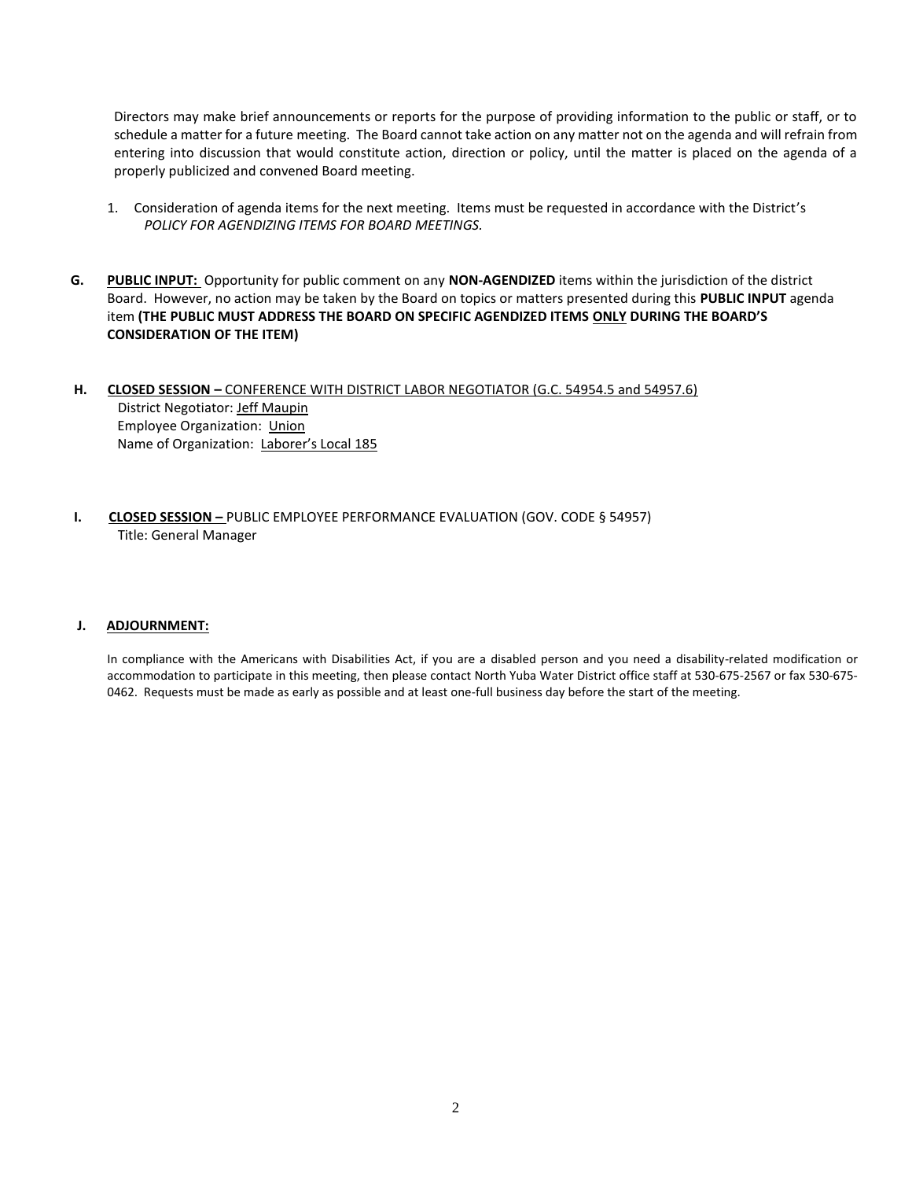Directors may make brief announcements or reports for the purpose of providing information to the public or staff, or to schedule a matter for a future meeting. The Board cannot take action on any matter not on the agenda and will refrain from entering into discussion that would constitute action, direction or policy, until the matter is placed on the agenda of a properly publicized and convened Board meeting.

1. Consideration of agenda items for the next meeting. Items must be requested in accordance with the District's *POLICY FOR AGENDIZING ITEMS FOR BOARD MEETINGS.*

**G. PUBLIC INPUT:** Opportunity for public comment on any **NON-AGENDIZED** items within the jurisdiction of the district Board. However, no action may be taken by the Board on topics or matters presented during this **PUBLIC INPUT** agenda item **(THE PUBLIC MUST ADDRESS THE BOARD ON SPECIFIC AGENDIZED ITEMS ONLY DURING THE BOARD'S CONSIDERATION OF THE ITEM)**

**H. CLOSED SESSION –** CONFERENCE WITH DISTRICT LABOR NEGOTIATOR (G.C. 54954.5 and 54957.6)
District Negotiator: Jeff Maupin
Employee Organization: Union
Name of Organization: Laborer's Local 185

**I. CLOSED SESSION –** PUBLIC EMPLOYEE PERFORMANCE EVALUATION (GOV. CODE § 54957)
Title: General Manager

**J. ADJOURNMENT:**

In compliance with the Americans with Disabilities Act, if you are a disabled person and you need a disability-related modification or accommodation to participate in this meeting, then please contact North Yuba Water District office staff at 530-675-2567 or fax 530-675-0462. Requests must be made as early as possible and at least one-full business day before the start of the meeting.